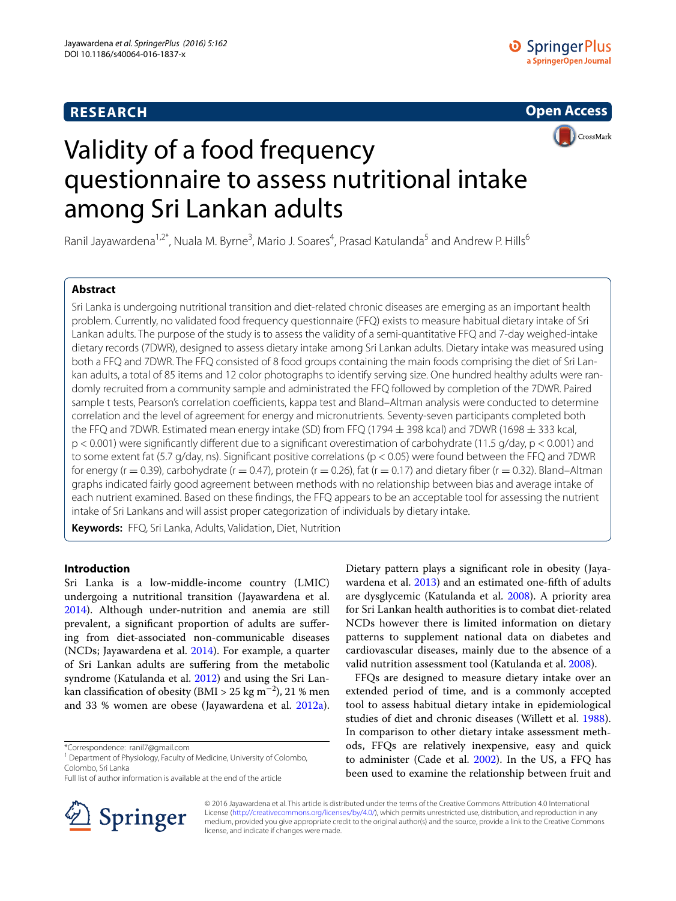RESEARCH

Open Access

# Validity of a food frequency questionnaire to assess nutritional intake among Sri Lankan adults

Ranil Jayawardena[1,2*], Nuala M. Byrne[3], Mario J. Soares[4], Prasad Katulanda[5] and Andrew P. Hills[6]

## Abstract

Sri Lanka is undergoing nutritional transition and diet-related chronic diseases are emerging as an important health problem. Currently, no validated food frequency questionnaire (FFQ) exists to measure habitual dietary intake of Sri Lankan adults. The purpose of the study is to assess the validity of a semi-quantitative FFQ and 7-day weighed-intake dietary records (7DWR), designed to assess dietary intake among Sri Lankan adults. Dietary intake was measured using both a FFQ and 7DWR. The FFQ consisted of 8 food groups containing the main foods comprising the diet of Sri Lankan adults, a total of 85 items and 12 color photographs to identify serving size. One hundred healthy adults were randomly recruited from a community sample and administrated the FFQ followed by completion of the 7DWR. Paired sample t tests, Pearson's correlation coefficients, kappa test and Bland–Altman analysis were conducted to determine correlation and the level of agreement for energy and micronutrients. Seventy-seven participants completed both the FFQ and 7DWR. Estimated mean energy intake (SD) from FFQ (1794 ± 398 kcal) and 7DWR (1698 ± 333 kcal, $p < 0.001$) were significantly different due to a significant overestimation of carbohydrate (11.5 g/day, $p < 0.001$) and to some extent fat (5.7 g/day, ns). Significant positive correlations ($p < 0.05$) were found between the FFQ and 7DWR for energy ($r = 0.39$), carbohydrate ($r = 0.47$), protein ($r = 0.26$), fat ($r = 0.17$) and dietary fiber ($r = 0.32$). Bland–Altman graphs indicated fairly good agreement between methods with no relationship between bias and average intake of each nutrient examined. Based on these findings, the FFQ appears to be an acceptable tool for assessing the nutrient intake of Sri Lankans and will assist proper categorization of individuals by dietary intake.

**Keywords:** FFQ, Sri Lanka, Adults, Validation, Diet, Nutrition

## Introduction

Sri Lanka is a low-middle-income country (LMIC) undergoing a nutritional transition (Jayawardena et al. 2014). Although under-nutrition and anemia are still prevalent, a significant proportion of adults are suffering from diet-associated non-communicable diseases (NCDs; Jayawardena et al. 2014). For example, a quarter of Sri Lankan adults are suffering from the metabolic syndrome (Katulanda et al. 2012) and using the Sri Lankan classification of obesity (BMI > 25 kg $m^{-2}$), 21 % men and 33 % women are obese (Jayawardena et al. 2012a). Dietary pattern plays a significant role in obesity (Jayawardena et al. 2013) and an estimated one-fifth of adults are dysglycemic (Katulanda et al. 2008). A priority area for Sri Lankan health authorities is to combat diet-related NCDs however there is limited information on dietary patterns to supplement national data on diabetes and cardiovascular diseases, mainly due to the absence of a valid nutrition assessment tool (Katulanda et al. 2008).

FFQs are designed to measure dietary intake over an extended period of time, and is a commonly accepted tool to assess habitual dietary intake in epidemiological studies of diet and chronic diseases (Willett et al. 1988). In comparison to other dietary intake assessment methods, FFQs are relatively inexpensive, easy and quick to administer (Cade et al. 2002). In the US, a FFQ has been used to examine the relationship between fruit and

*Correspondence: ranil7@gmail.com
[1] Department of Physiology, Faculty of Medicine, University of Colombo, Colombo, Sri Lanka
Full list of author information is available at the end of the article

© 2016 Jayawardena et al. This article is distributed under the terms of the Creative Commons Attribution 4.0 International License (http://creativecommons.org/licenses/by/4.0/), which permits unrestricted use, distribution, and reproduction in any medium, provided you give appropriate credit to the original author(s) and the source, provide a link to the Creative Commons license, and indicate if changes were made.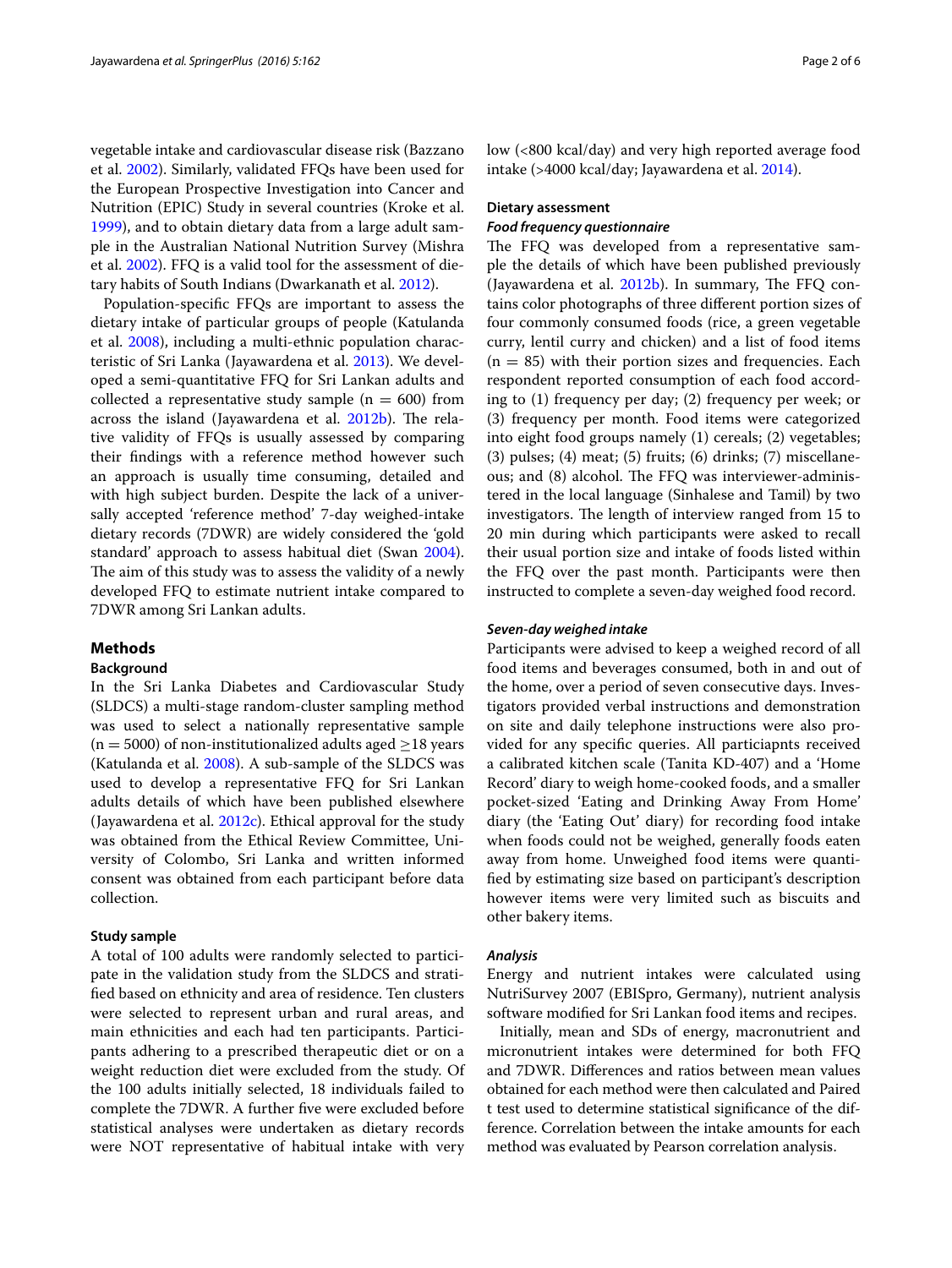vegetable intake and cardiovascular disease risk (Bazzano et al. 2002). Similarly, validated FFQs have been used for the European Prospective Investigation into Cancer and Nutrition (EPIC) Study in several countries (Kroke et al. 1999), and to obtain dietary data from a large adult sample in the Australian National Nutrition Survey (Mishra et al. 2002). FFQ is a valid tool for the assessment of dietary habits of South Indians (Dwarkanath et al. 2012).

Population-specific FFQs are important to assess the dietary intake of particular groups of people (Katulanda et al. 2008), including a multi-ethnic population characteristic of Sri Lanka (Jayawardena et al. 2013). We developed a semi-quantitative FFQ for Sri Lankan adults and collected a representative study sample (n = 600) from across the island (Jayawardena et al. 2012b). The relative validity of FFQs is usually assessed by comparing their findings with a reference method however such an approach is usually time consuming, detailed and with high subject burden. Despite the lack of a universally accepted 'reference method' 7-day weighed-intake dietary records (7DWR) are widely considered the 'gold standard' approach to assess habitual diet (Swan 2004). The aim of this study was to assess the validity of a newly developed FFQ to estimate nutrient intake compared to 7DWR among Sri Lankan adults.

## Methods

### Background

In the Sri Lanka Diabetes and Cardiovascular Study (SLDCS) a multi-stage random-cluster sampling method was used to select a nationally representative sample (n = 5000) of non-institutionalized adults aged ≥18 years (Katulanda et al. 2008). A sub-sample of the SLDCS was used to develop a representative FFQ for Sri Lankan adults details of which have been published elsewhere (Jayawardena et al. 2012c). Ethical approval for the study was obtained from the Ethical Review Committee, University of Colombo, Sri Lanka and written informed consent was obtained from each participant before data collection.

### Study sample

A total of 100 adults were randomly selected to participate in the validation study from the SLDCS and stratified based on ethnicity and area of residence. Ten clusters were selected to represent urban and rural areas, and main ethnicities and each had ten participants. Participants adhering to a prescribed therapeutic diet or on a weight reduction diet were excluded from the study. Of the 100 adults initially selected, 18 individuals failed to complete the 7DWR. A further five were excluded before statistical analyses were undertaken as dietary records were NOT representative of habitual intake with very low (<800 kcal/day) and very high reported average food intake (>4000 kcal/day; Jayawardena et al. 2014).

### Dietary assessment

#### *Food frequency questionnaire*

The FFQ was developed from a representative sample the details of which have been published previously (Jayawardena et al. 2012b). In summary, The FFQ contains color photographs of three different portion sizes of four commonly consumed foods (rice, a green vegetable curry, lentil curry and chicken) and a list of food items (n = 85) with their portion sizes and frequencies. Each respondent reported consumption of each food according to (1) frequency per day; (2) frequency per week; or (3) frequency per month. Food items were categorized into eight food groups namely (1) cereals; (2) vegetables; (3) pulses; (4) meat; (5) fruits; (6) drinks; (7) miscellaneous; and (8) alcohol. The FFQ was interviewer-administered in the local language (Sinhalese and Tamil) by two investigators. The length of interview ranged from 15 to 20 min during which participants were asked to recall their usual portion size and intake of foods listed within the FFQ over the past month. Participants were then instructed to complete a seven-day weighed food record.

#### *Seven-day weighed intake*

Participants were advised to keep a weighed record of all food items and beverages consumed, both in and out of the home, over a period of seven consecutive days. Investigators provided verbal instructions and demonstration on site and daily telephone instructions were also provided for any specific queries. All particiapnts received a calibrated kitchen scale (Tanita KD-407) and a 'Home Record' diary to weigh home-cooked foods, and a smaller pocket-sized 'Eating and Drinking Away From Home' diary (the 'Eating Out' diary) for recording food intake when foods could not be weighed, generally foods eaten away from home. Unweighed food items were quantified by estimating size based on participant's description however items were very limited such as biscuits and other bakery items.

#### *Analysis*

Energy and nutrient intakes were calculated using NutriSurvey 2007 (EBISpro, Germany), nutrient analysis software modified for Sri Lankan food items and recipes.

Initially, mean and SDs of energy, macronutrient and micronutrient intakes were determined for both FFQ and 7DWR. Differences and ratios between mean values obtained for each method were then calculated and Paired t test used to determine statistical significance of the difference. Correlation between the intake amounts for each method was evaluated by Pearson correlation analysis.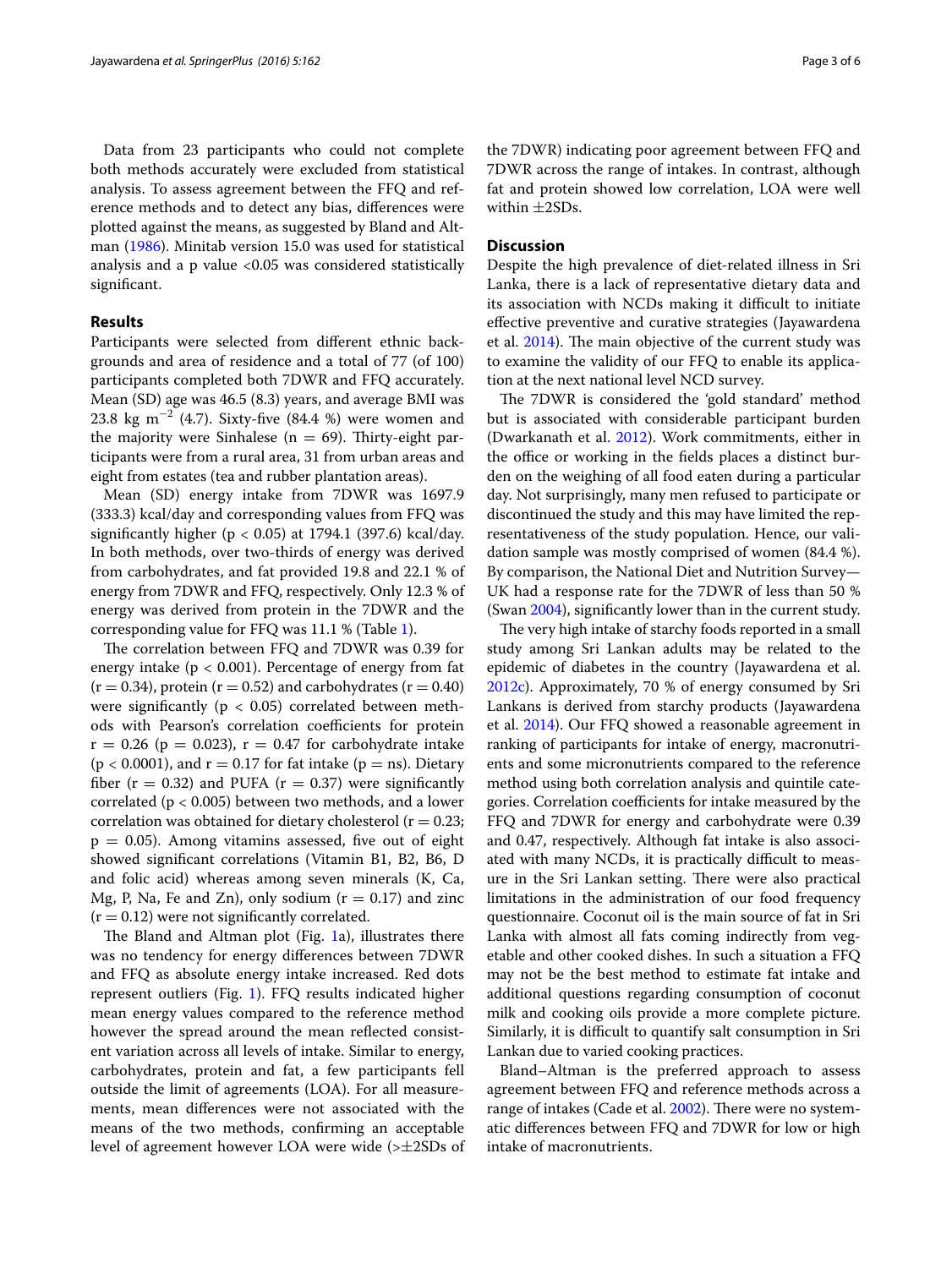Data from 23 participients who could not complete both methods accurately were excluded from statistical analysis. To assess agreement between the FFQ and reference methods and to detect any bias, differences were plotted against the means, as suggested by Bland and Altman (1986). Minitab version 15.0 was used for statistical analysis and a p value <0.05 was considered statistically significant.

## Results

Participants were selected from different ethnic backgrounds and area of residence and a total of 77 (of 100) participants completed both 7DWR and FFQ accurately. Mean (SD) age was 46.5 (8.3) years, and average BMI was 23.8 kg $m^{-2}$ (4.7). Sixty-five (84.4 %) were women and the majority were Sinhalese (n = 69). Thirty-eight participants were from a rural area, 31 from urban areas and eight from estates (tea and rubber plantation areas).

Mean (SD) energy intake from 7DWR was 1697.9 (333.3) kcal/day and corresponding values from FFQ was significantly higher ($p < 0.05$) at 1794.1 (397.6) kcal/day. In both methods, over two-thirds of energy was derived from carbohydrates, and fat provided 19.8 and 22.1 % of energy from 7DWR and FFQ, respectively. Only 12.3 % of energy was derived from protein in the 7DWR and the corresponding value for FFQ was 11.1 % (Table 1).

The correlation between FFQ and 7DWR was 0.39 for energy intake ($p < 0.001$). Percentage of energy from fat ($r = 0.34$), protein ($r = 0.52$) and carbohydrates ($r = 0.40$) were significantly ($p < 0.05$) correlated between methods with Pearson's correlation coefficients for protein $r = 0.26$ ($p = 0.023$), $r = 0.47$ for carbohydrate intake ($p < 0.0001$), and $r = 0.17$ for fat intake (p = ns). Dietary fiber ($r = 0.32$) and PUFA ($r = 0.37$) were significantly correlated ($p < 0.005$) between two methods, and a lower correlation was obtained for dietary cholesterol ($r = 0.23$; $p = 0.05$). Among vitamins assessed, five out of eight showed significant correlations (Vitamin B1, B2, B6, D and folic acid) whereas among seven minerals (K, Ca, Mg, P, Na, Fe and Zn), only sodium ($r = 0.17$) and zinc ($r = 0.12$) were not significantly correlated.

The Bland and Altman plot (Fig. 1a), illustrates there was no tendency for energy differences between 7DWR and FFQ as absolute energy intake increased. Red dots represent outliers (Fig. 1). FFQ results indicated higher mean energy values compared to the reference method however the spread around the mean reflected consistent variation across all levels of intake. Similar to energy, carbohydrates, protein and fat, a few participants fell outside the limit of agreements (LOA). For all measurements, mean differences were not associated with the means of the two methods, confirming an acceptable level of agreement however LOA were wide (>±2SDs of the 7DWR) indicating poor agreement between FFQ and 7DWR across the range of intakes. In contrast, although fat and protein showed low correlation, LOA were well within ±2SDs.

## Discussion

Despite the high prevalence of diet-related illness in Sri Lanka, there is a lack of representative dietary data and its association with NCDs making it difficult to initiate effective preventive and curative strategies (Jayawardena et al. 2014). The main objective of the current study was to examine the validity of our FFQ to enable its application at the next national level NCD survey.

The 7DWR is considered the 'gold standard' method but is associated with considerable participant burden (Dwarkanath et al. 2012). Work commitments, either in the office or working in the fields places a distinct burden on the weighing of all food eaten during a particular day. Not surprisingly, many men refused to participate or discontinued the study and this may have limited the representativeness of the study population. Hence, our validation sample was mostly comprised of women (84.4 %). By comparison, the National Diet and Nutrition Survey—UK had a response rate for the 7DWR of less than 50 % (Swan 2004), significantly lower than in the current study.

The very high intake of starchy foods reported in a small study among Sri Lankan adults may be related to the epidemic of diabetes in the country (Jayawardena et al. 2012c). Approximately, 70 % of energy consumed by Sri Lankans is derived from starchy products (Jayawardena et al. 2014). Our FFQ showed a reasonable agreement in ranking of participants for intake of energy, macronutrients and some micronutrients compared to the reference method using both correlation analysis and quintile categories. Correlation coefficients for intake measured by the FFQ and 7DWR for energy and carbohydrate were 0.39 and 0.47, respectively. Although fat intake is also associated with many NCDs, it is practically difficult to measure in the Sri Lankan setting. There were also practical limitations in the administration of our food frequency questionnaire. Coconut oil is the main source of fat in Sri Lanka with almost all fats coming indirectly from vegetable and other cooked dishes. In such a situation a FFQ may not be the best method to estimate fat intake and additional questions regarding consumption of coconut milk and cooking oils provide a more complete picture. Similarly, it is difficult to quantify salt consumption in Sri Lankan due to varied cooking practices.

Bland–Altman is the preferred approach to assess agreement between FFQ and reference methods across a range of intakes (Cade et al. 2002). There were no systematic differences between FFQ and 7DWR for low or high intake of macronutrients.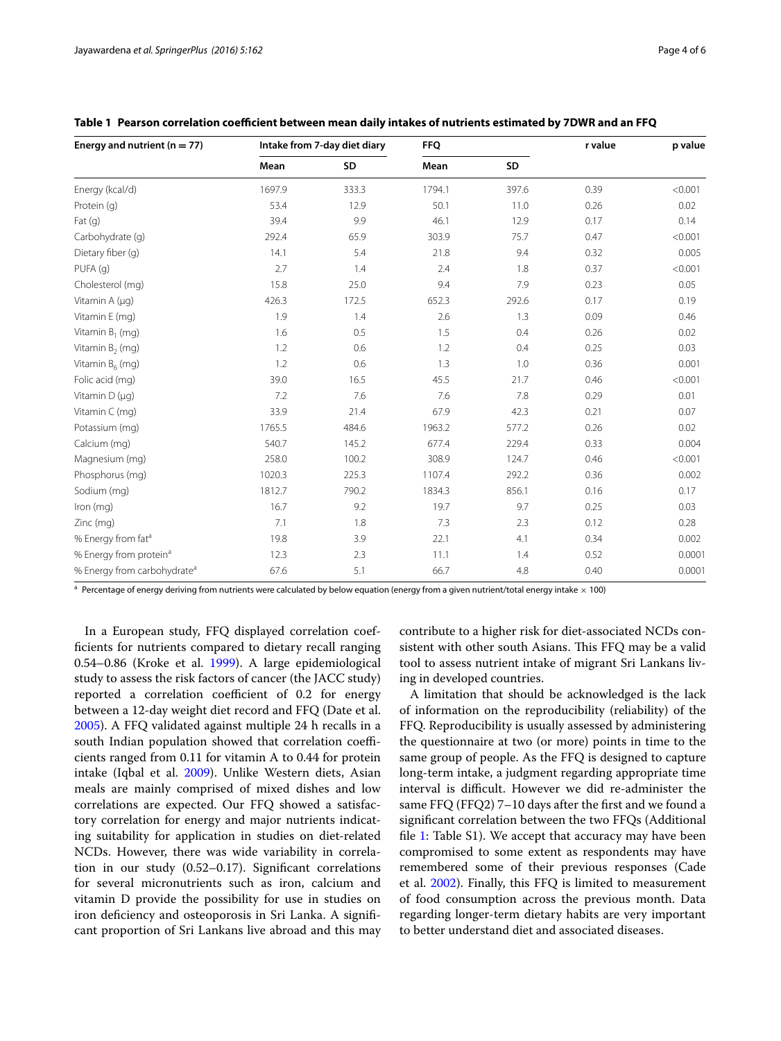**Table 1 Pearson correlation coefficient between mean daily intakes of nutrients estimated by 7DWR and an FFQ**

| Energy and nutrient (n = 77) | Intake from 7-day diet diary | | FFQ | | r value | p value |
|---|---|---|---|---|---|---|
| | Mean | SD | Mean | SD | | |
| Energy (kcal/d) | 1697.9 | 333.3 | 1794.1 | 397.6 | 0.39 | <0.001 |
| Protein (g) | 53.4 | 12.9 | 50.1 | 11.0 | 0.26 | 0.02 |
| Fat (g) | 39.4 | 9.9 | 46.1 | 12.9 | 0.17 | 0.14 |
| Carbohydrate (g) | 292.4 | 65.9 | 303.9 | 75.7 | 0.47 | <0.001 |
| Dietary fiber (g) | 14.1 | 5.4 | 21.8 | 9.4 | 0.32 | 0.005 |
| PUFA (g) | 2.7 | 1.4 | 2.4 | 1.8 | 0.37 | <0.001 |
| Cholesterol (mg) | 15.8 | 25.0 | 9.4 | 7.9 | 0.23 | 0.05 |
| Vitamin A (μg) | 426.3 | 172.5 | 652.3 | 292.6 | 0.17 | 0.19 |
| Vitamin E (mg) | 1.9 | 1.4 | 2.6 | 1.3 | 0.09 | 0.46 |
| Vitamin $B_1$ (mg) | 1.6 | 0.5 | 1.5 | 0.4 | 0.26 | 0.02 |
| Vitamin $B_2$ (mg) | 1.2 | 0.6 | 1.2 | 0.4 | 0.25 | 0.03 |
| Vitamin $B_6$ (mg) | 1.2 | 0.6 | 1.3 | 1.0 | 0.36 | 0.001 |
| Folic acid (mg) | 39.0 | 16.5 | 45.5 | 21.7 | 0.46 | <0.001 |
| Vitamin D (μg) | 7.2 | 7.6 | 7.6 | 7.8 | 0.29 | 0.01 |
| Vitamin C (mg) | 33.9 | 21.4 | 67.9 | 42.3 | 0.21 | 0.07 |
| Potassium (mg) | 1765.5 | 484.6 | 1963.2 | 577.2 | 0.26 | 0.02 |
| Calcium (mg) | 540.7 | 145.2 | 677.4 | 229.4 | 0.33 | 0.004 |
| Magnesium (mg) | 258.0 | 100.2 | 308.9 | 124.7 | 0.46 | <0.001 |
| Phosphorus (mg) | 1020.3 | 225.3 | 1107.4 | 292.2 | 0.36 | 0.002 |
| Sodium (mg) | 1812.7 | 790.2 | 1834.3 | 856.1 | 0.16 | 0.17 |
| Iron (mg) | 16.7 | 9.2 | 19.7 | 9.7 | 0.25 | 0.03 |
| Zinc (mg) | 7.1 | 1.8 | 7.3 | 2.3 | 0.12 | 0.28 |
| % Energy from fat[a] | 19.8 | 3.9 | 22.1 | 4.1 | 0.34 | 0.002 |
| % Energy from protein[a] | 12.3 | 2.3 | 11.1 | 1.4 | 0.52 | 0.0001 |
| % Energy from carbohydrate[a] | 67.6 | 5.1 | 66.7 | 4.8 | 0.40 | 0.0001 |

[a] Percentage of energy deriving from nutrients were calculated by below equation (energy from a given nutrient/total energy intake × 100)

In a European study, FFQ displayed correlation coefficients for nutrients compared to dietary recall ranging 0.54–0.86 (Kroke et al. 1999). A large epidemiological study to assess the risk factors of cancer (the JACC study) reported a correlation coefficient of 0.2 for energy between a 12-day weight diet record and FFQ (Date et al. 2005). A FFQ validated against multiple 24 h recalls in a south Indian population showed that correlation coefficients ranged from 0.11 for vitamin A to 0.44 for protein intake (Iqbal et al. 2009). Unlike Western diets, Asian meals are mainly comprised of mixed dishes and low correlations are expected. Our FFQ showed a satisfactory correlation for energy and major nutrients indicating suitability for application in studies on diet-related NCDs. However, there was wide variability in correlation in our study (0.52–0.17). Significant correlations for several micronutrients such as iron, calcium and vitamin D provide the possibility for use in studies on iron deficiency and osteoporosis in Sri Lanka. A significant proportion of Sri Lankans live abroad and this may contribute to a higher risk for diet-associated NCDs consistent with other south Asians. This FFQ may be a valid tool to assess nutrient intake of migrant Sri Lankans living in developed countries.

A limitation that should be acknowledged is the lack of information on the reproducibility (reliability) of the FFQ. Reproducibility is usually assessed by administering the questionnaire at two (or more) points in time to the same group of people. As the FFQ is designed to capture long-term intake, a judgment regarding appropriate time interval is difficult. However we did re-administer the same FFQ (FFQ2) 7–10 days after the first and we found a significant correlation between the two FFQs (Additional file 1: Table S1). We accept that accuracy may have been compromised to some extent as respondents may have remembered some of their previous responses (Cade et al. 2002). Finally, this FFQ is limited to measurement of food consumption across the previous month. Data regarding longer-term dietary habits are very important to better understand diet and associated diseases.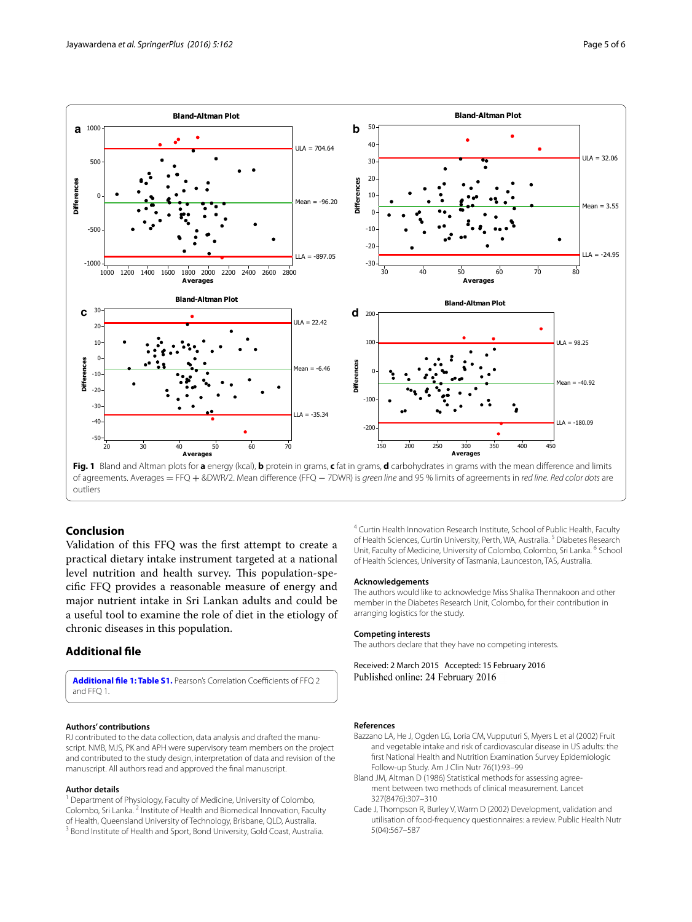Fig. 1 Bland and Altman plots for **a** energy (kcal), **b** protein in grams, **c** fat in grams, **d** carbohydrates in grams with the mean difference and limits of agreements. Averages = FFQ + &DWR/2. Mean difference (FFQ − 7DWR) is *green line* and 95 % limits of agreements in *red line*. *Red color dots* are outliers

## Conclusion

Validation of this FFQ was the first attempt to create a practical dietary intake instrument targeted at a national level nutrition and health survey. This population-specific FFQ provides a reasonable measure of energy and major nutrient intake in Sri Lankan adults and could be a useful tool to examine the role of diet in the etiology of chronic diseases in this population.

## Additional file

**Additional file 1: Table S1.** Pearson's Correlation Coefficients of FFQ 2 and FFQ 1.

### Authors' contributions

RJ contributed to the data collection, data analysis and drafted the manuscript. NMB, MJS, PK and APH were supervisory team members on the project and contributed to the study design, interpretation of data and revision of the manuscript. All authors read and approved the final manuscript.

### Author details

[1] Department of Physiology, Faculty of Medicine, University of Colombo, Colombo, Sri Lanka. [2] Institute of Health and Biomedical Innovation, Faculty of Health, Queensland University of Technology, Brisbane, QLD, Australia. [3] Bond Institute of Health and Sport, Bond University, Gold Coast, Australia. [4] Curtin Health Innovation Research Institute, School of Public Health, Faculty of Health Sciences, Curtin University, Perth, WA, Australia. [5] Diabetes Research Unit, Faculty of Medicine, University of Colombo, Colombo, Sri Lanka. [6] School of Health Sciences, University of Tasmania, Launceston, TAS, Australia.

### Acknowledgements

The authors would like to acknowledge Miss Shalika Thennakoon and other member in the Diabetes Research Unit, Colombo, for their contribution in arranging logistics for the study.

### Competing interests

The authors declare that they have no competing interests.

Received: 2 March 2015 Accepted: 15 February 2016
Published online: 24 February 2016

### References

- Bazzano LA, He J, Ogden LG, Loria CM, Vupputuri S, Myers L et al (2002) Fruit and vegetable intake and risk of cardiovascular disease in US adults: the first National Health and Nutrition Examination Survey Epidemiologic Follow-up Study. Am J Clin Nutr 76(1):93–99
- Bland JM, Altman D (1986) Statistical methods for assessing agreement between two methods of clinical measurement. Lancet 327(8476):307–310
- Cade J, Thompson R, Burley V, Warm D (2002) Development, validation and utilisation of food-frequency questionnaires: a review. Public Health Nutr 5(04):567–587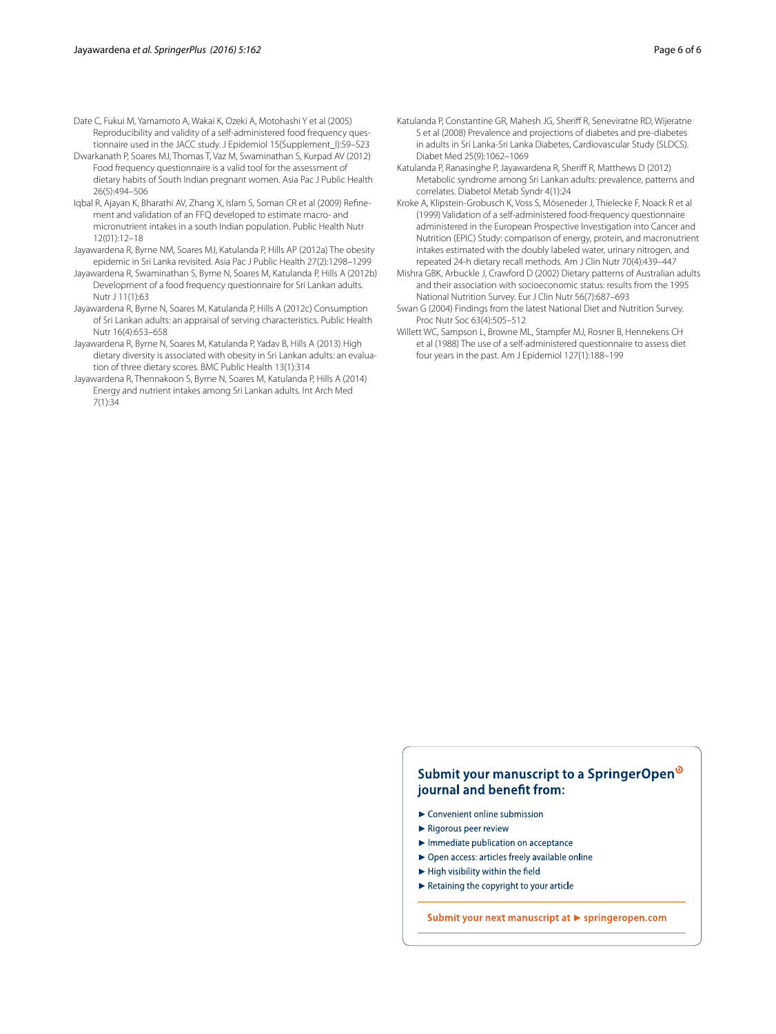Date C, Fukui M, Yamamoto A, Wakai K, Ozeki A, Motohashi Y et al (2005) Reproducibility and validity of a self-administered food frequency questionnaire used in the JACC study. J Epidemiol 15(Supplement_I):S9–S23

Dwarkanath P, Soares MJ, Thomas T, Vaz M, Swaminathan S, Kurpad AV (2012) Food frequency questionnaire is a valid tool for the assessment of dietary habits of South Indian pregnant women. Asia Pac J Public Health 26(5):494–506

Iqbal R, Ajayan K, Bharathi AV, Zhang X, Islam S, Soman CR et al (2009) Refinement and validation of an FFQ developed to estimate macro- and micronutrient intakes in a south Indian population. Public Health Nutr 12(01):12–18

Jayawardena R, Byrne NM, Soares MJ, Katulanda P, Hills AP (2012a) The obesity epidemic in Sri Lanka revisited. Asia Pac J Public Health 27(2):1298–1299

Jayawardena R, Swaminathan S, Byrne N, Soares M, Katulanda P, Hills A (2012b) Development of a food frequency questionnaire for Sri Lankan adults. Nutr J 11(1):63

Jayawardena R, Byrne N, Soares M, Katulanda P, Hills A (2012c) Consumption of Sri Lankan adults: an appraisal of serving characteristics. Public Health Nutr 16(4):653–658

Jayawardena R, Byrne N, Soares M, Katulanda P, Yadav B, Hills A (2013) High dietary diversity is associated with obesity in Sri Lankan adults: an evaluation of three dietary scores. BMC Public Health 13(1):314

Jayawardena R, Thennakoon S, Byrne N, Soares M, Katulanda P, Hills A (2014) Energy and nutrient intakes among Sri Lankan adults. Int Arch Med 7(1):34

Katulanda P, Constantine GR, Mahesh JG, Sheriff R, Seneviratne RD, Wijeratne S et al (2008) Prevalence and projections of diabetes and pre-diabetes in adults in Sri Lanka-Sri Lanka Diabetes, Cardiovascular Study (SLDCS). Diabet Med 25(9):1062–1069

Katulanda P, Ranasinghe P, Jayawardena R, Sheriff R, Matthews D (2012) Metabolic syndrome among Sri Lankan adults: prevalence, patterns and correlates. Diabetol Metab Syndr 4(1):24

Kroke A, Klipstein-Grobusch K, Voss S, Möseneder J, Thielecke F, Noack R et al (1999) Validation of a self-administered food-frequency questionnaire administered in the European Prospective Investigation into Cancer and Nutrition (EPIC) Study: comparison of energy, protein, and macronutrient intakes estimated with the doubly labeled water, urinary nitrogen, and repeated 24-h dietary recall methods. Am J Clin Nutr 70(4):439–447

Mishra GBK, Arbuckle J, Crawford D (2002) Dietary patterns of Australian adults and their association with socioeconomic status: results from the 1995 National Nutrition Survey. Eur J Clin Nutr 56(7):687–693

Swan G (2004) Findings from the latest National Diet and Nutrition Survey. Proc Nutr Soc 63(4):505–512

Willett WC, Sampson L, Browne ML, Stampfer MJ, Rosner B, Hennekens CH et al (1988) The use of a self-administered questionnaire to assess diet four years in the past. Am J Epidemiol 127(1):188–199